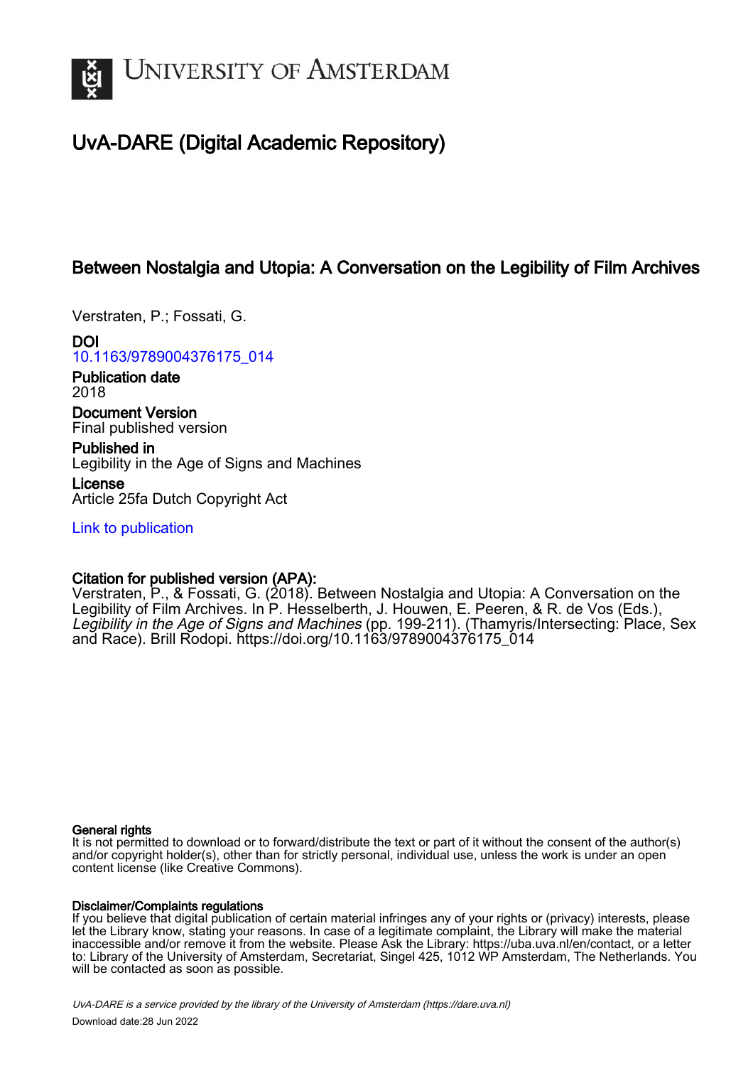UNIVERSITY OF AMSTERDAM

# UvA-DARE (Digital Academic Repository)

## Between Nostalgia and Utopia: A Conversation on the Legibility of Film Archives

Verstraten, P.; Fossati, G.

**DOI**
10.1163/9789004376175_014

**Publication date**
2018

**Document Version**
Final published version

**Published in**
Legibility in the Age of Signs and Machines

**License**
Article 25fa Dutch Copyright Act

Link to publication

**Citation for published version (APA):**
Verstraten, P., & Fossati, G. (2018). Between Nostalgia and Utopia: A Conversation on the Legibility of Film Archives. In P. Hesselberth, J. Houwen, E. Peeren, & R. de Vos (Eds.), *Legibility in the Age of Signs and Machines* (pp. 199-211). (Thamyris/Intersecting: Place, Sex and Race). Brill Rodopi. https://doi.org/10.1163/9789004376175_014

**General rights**
It is not permitted to download or to forward/distribute the text or part of it without the consent of the author(s) and/or copyright holder(s), other than for strictly personal, individual use, unless the work is under an open content license (like Creative Commons).

**Disclaimer/Complaints regulations**
If you believe that digital publication of certain material infringes any of your rights or (privacy) interests, please let the Library know, stating your reasons. In case of a legitimate complaint, the Library will make the material inaccessible and/or remove it from the website. Please Ask the Library: https://uba.uva.nl/en/contact, or a letter to: Library of the University of Amsterdam, Secretariat, Singel 425, 1012 WP Amsterdam, The Netherlands. You will be contacted as soon as possible.

UvA-DARE is a service provided by the library of the University of Amsterdam (https://dare.uva.nl)

Download date:28 Jun 2022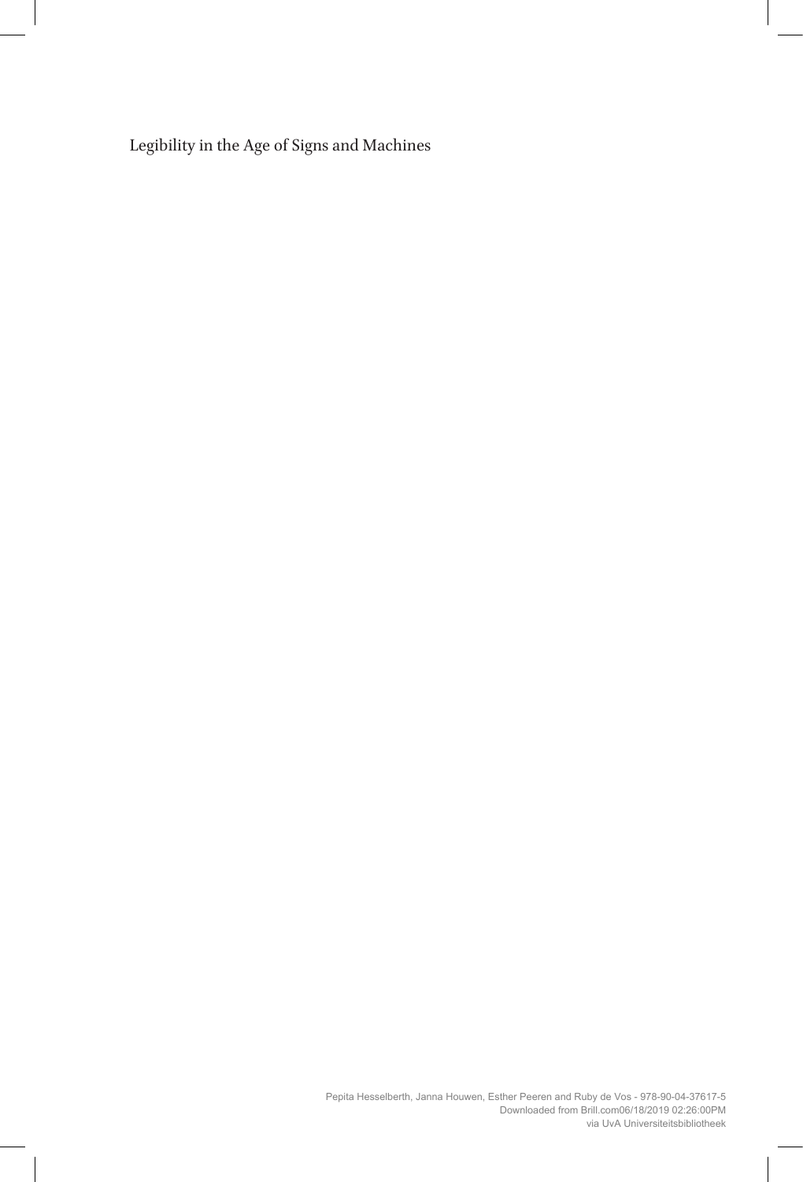Legibility in the Age of Signs and Machines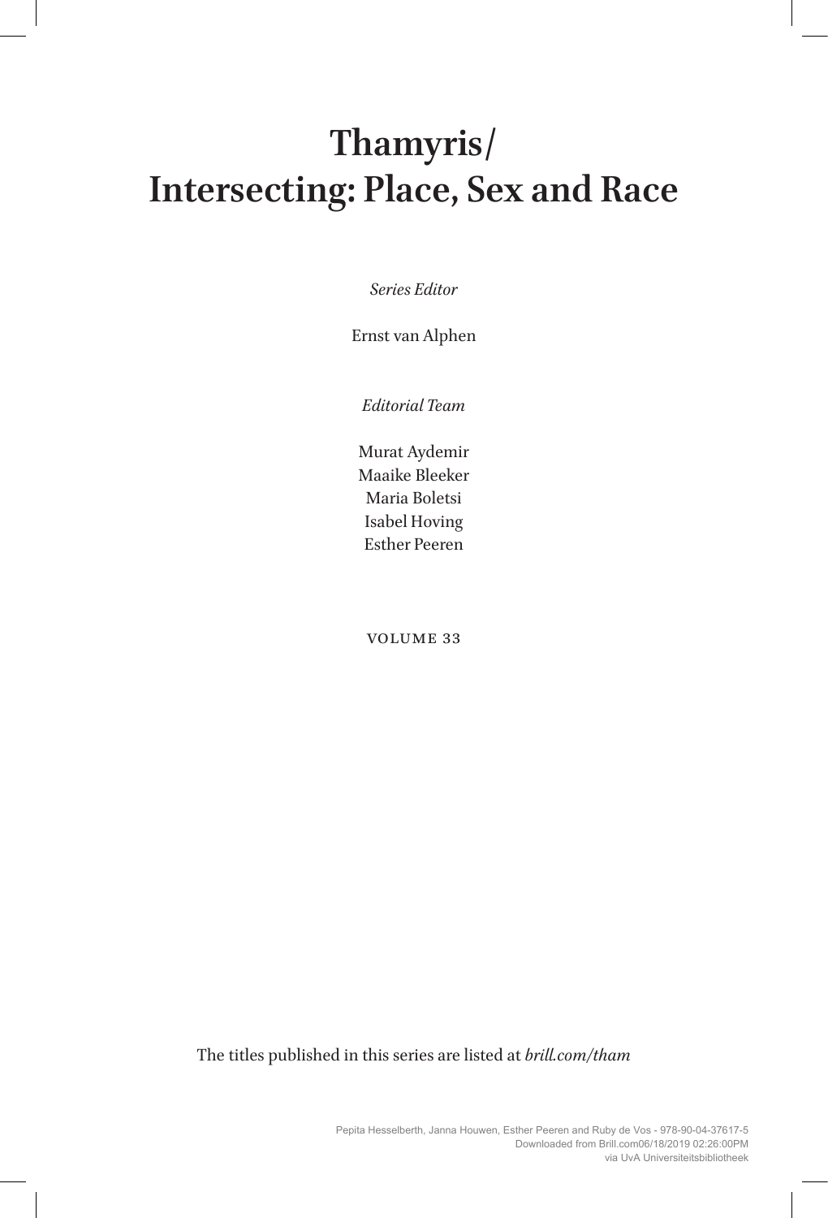# Thamyris/ Intersecting: Place, Sex and Race

*Series Editor*

Ernst van Alphen

*Editorial Team*

Murat Aydemir
Maaike Bleeker
Maria Boletsi
Isabel Hoving
Esther Peeren

VOLUME 33

The titles published in this series are listed at *brill.com/tham*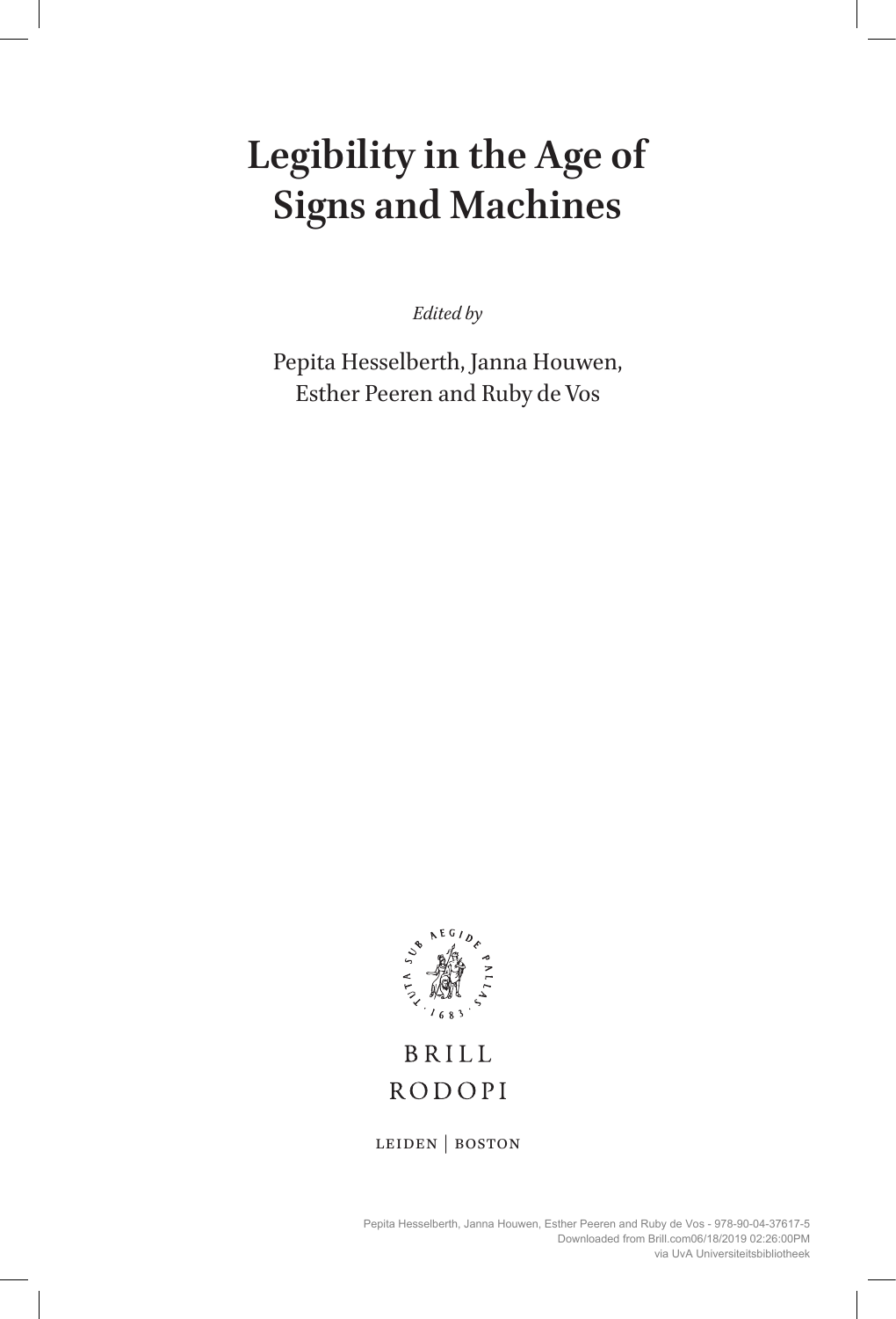# Legibility in the Age of Signs and Machines

*Edited by*

Pepita Hesselberth, Janna Houwen, Esther Peeren and Ruby de Vos

BRILL
RODOPI

LEIDEN | BOSTON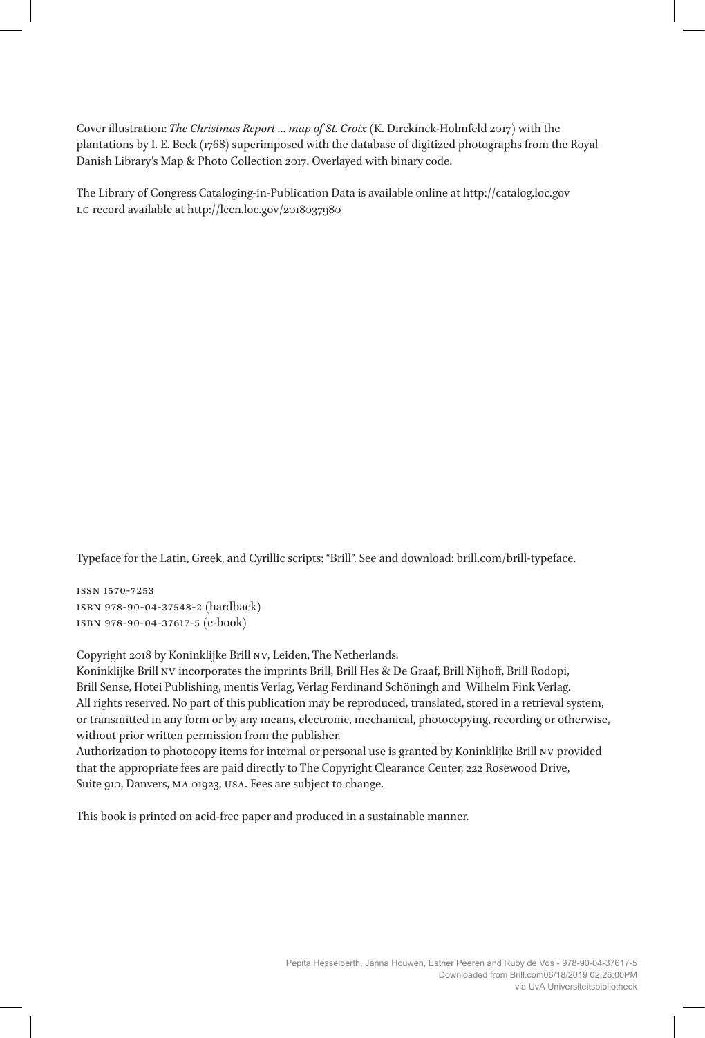Cover illustration: *The Christmas Report ... map of St. Croix* (K. Dirckinck-Holmfeld 2017) with the plantations by I. E. Beck (1768) superimposed with the database of digitized photographs from the Royal Danish Library's Map & Photo Collection 2017. Overlayed with binary code.

The Library of Congress Cataloging-in-Publication Data is available online at http://catalog.loc.gov
LC record available at http://lccn.loc.gov/2018037980

Typeface for the Latin, Greek, and Cyrillic scripts: "Brill". See and download: brill.com/brill-typeface.

ISSN 1570-7253
ISBN 978-90-04-37548-2 (hardback)
ISBN 978-90-04-37617-5 (e-book)

Copyright 2018 by Koninklijke Brill NV, Leiden, The Netherlands.
Koninklijke Brill NV incorporates the imprints Brill, Brill Hes & De Graaf, Brill Nijhoff, Brill Rodopi, Brill Sense, Hotei Publishing, mentis Verlag, Verlag Ferdinand Schöningh and Wilhelm Fink Verlag.
All rights reserved. No part of this publication may be reproduced, translated, stored in a retrieval system, or transmitted in any form or by any means, electronic, mechanical, photocopying, recording or otherwise, without prior written permission from the publisher.
Authorization to photocopy items for internal or personal use is granted by Koninklijke Brill NV provided that the appropriate fees are paid directly to The Copyright Clearance Center, 222 Rosewood Drive, Suite 910, Danvers, MA 01923, USA. Fees are subject to change.

This book is printed on acid-free paper and produced in a sustainable manner.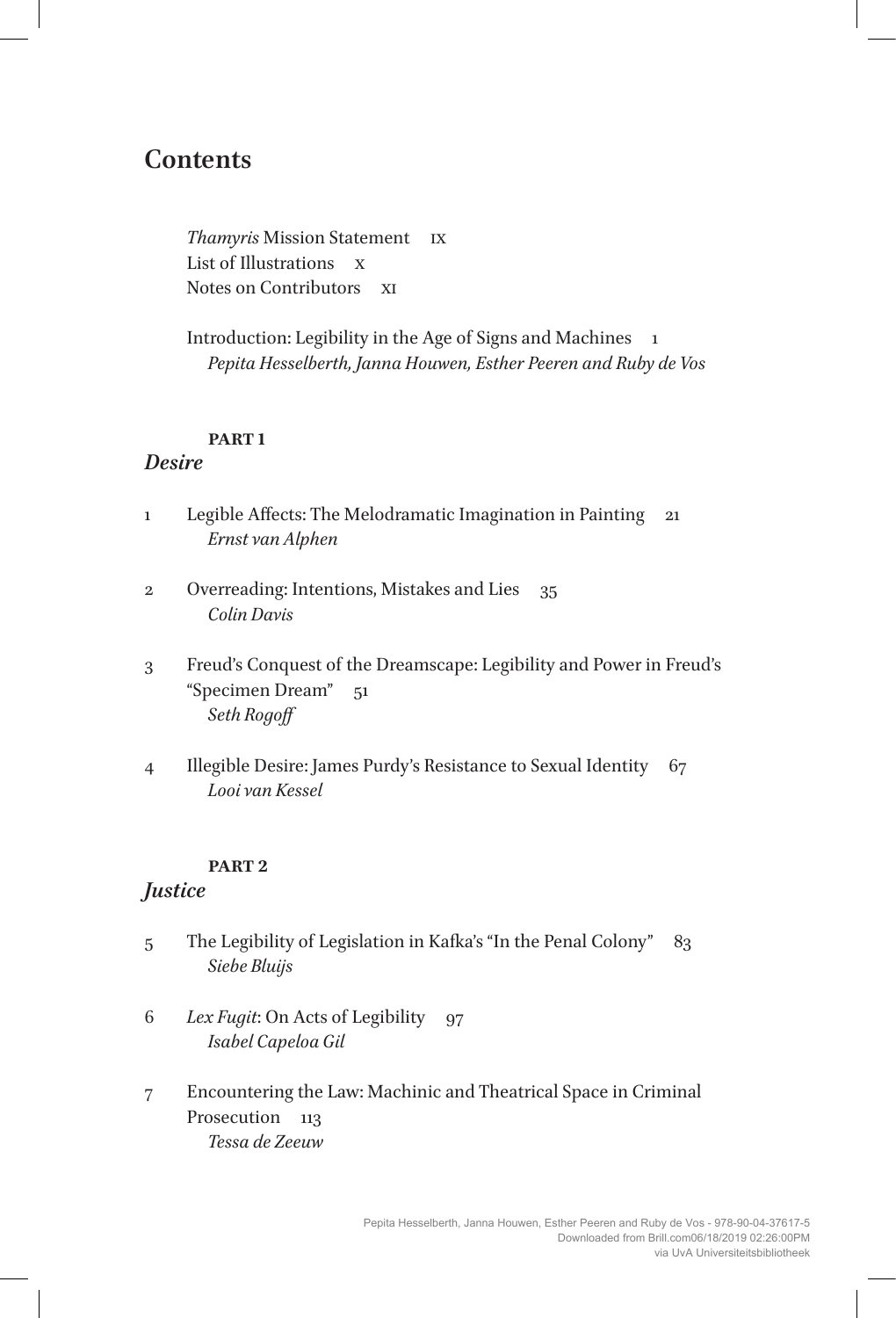# Contents

*Thamyris* Mission Statement IX
List of Illustrations X
Notes on Contributors XI

Introduction: Legibility in the Age of Signs and Machines 1
*Pepita Hesselberth, Janna Houwen, Esther Peeren and Ruby de Vos*

**PART 1**

## *Desire*

1 Legible Affects: The Melodramatic Imagination in Painting 21
*Ernst van Alphen*

2 Overreading: Intentions, Mistakes and Lies 35
*Colin Davis*

3 Freud's Conquest of the Dreamscape: Legibility and Power in Freud's "Specimen Dream" 51
*Seth Rogoff*

4 Illegible Desire: James Purdy's Resistance to Sexual Identity 67
*Looi van Kessel*

**PART 2**

## *Justice*

5 The Legibility of Legislation in Kafka's "In the Penal Colony" 83
*Siebe Bluijs*

6 *Lex Fugit*: On Acts of Legibility 97
*Isabel Capeloa Gil*

7 Encountering the Law: Machinic and Theatrical Space in Criminal Prosecution 113
*Tessa de Zeeuw*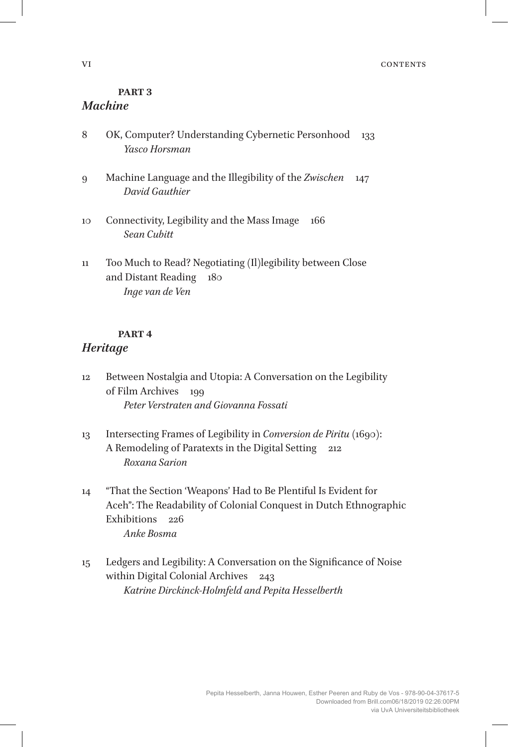## Part 3
### *Machine*

8 OK, Computer? Understanding Cybernetic Personhood 133
*Yasco Horsman*

9 Machine Language and the Illegibility of the *Zwischen* 147
*David Gauthier*

10 Connectivity, Legibility and the Mass Image 166
*Sean Cubitt*

11 Too Much to Read? Negotiating (Il)legibility between Close and Distant Reading 180
*Inge van de Ven*

## Part 4
### *Heritage*

12 Between Nostalgia and Utopia: A Conversation on the Legibility of Film Archives 199
*Peter Verstraten and Giovanna Fossati*

13 Intersecting Frames of Legibility in *Conversion de Piritu* (1690): A Remodeling of Paratexts in the Digital Setting 212
*Roxana Sarion*

14 "That the Section 'Weapons' Had to Be Plentiful Is Evident for Aceh": The Readability of Colonial Conquest in Dutch Ethnographic Exhibitions 226
*Anke Bosma*

15 Ledgers and Legibility: A Conversation on the Significance of Noise within Digital Colonial Archives 243
*Katrine Dirckinck-Holmfeld and Pepita Hesselberth*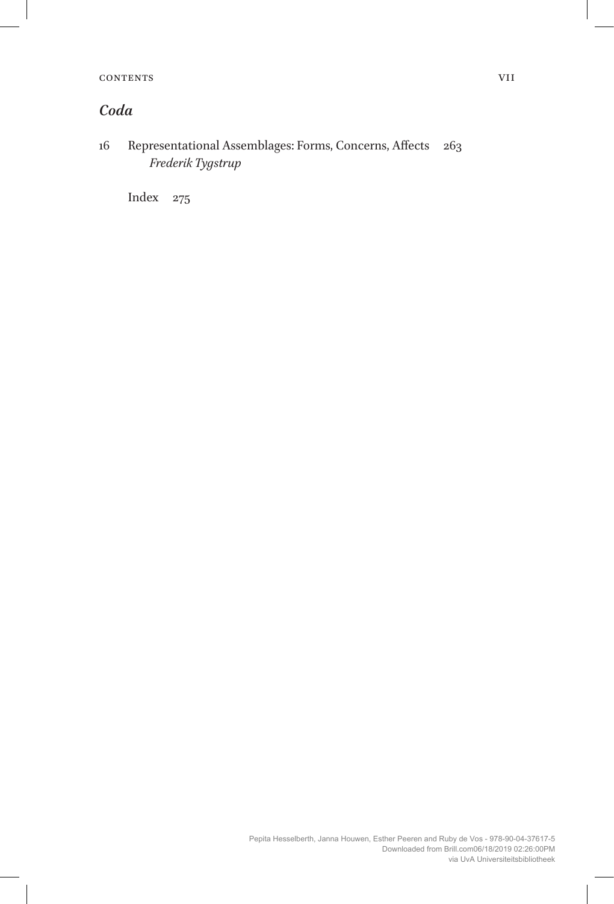## *Coda*

16 Representational Assemblages: Forms, Concerns, Affects 263
*Frederik Tygstrup*

Index 275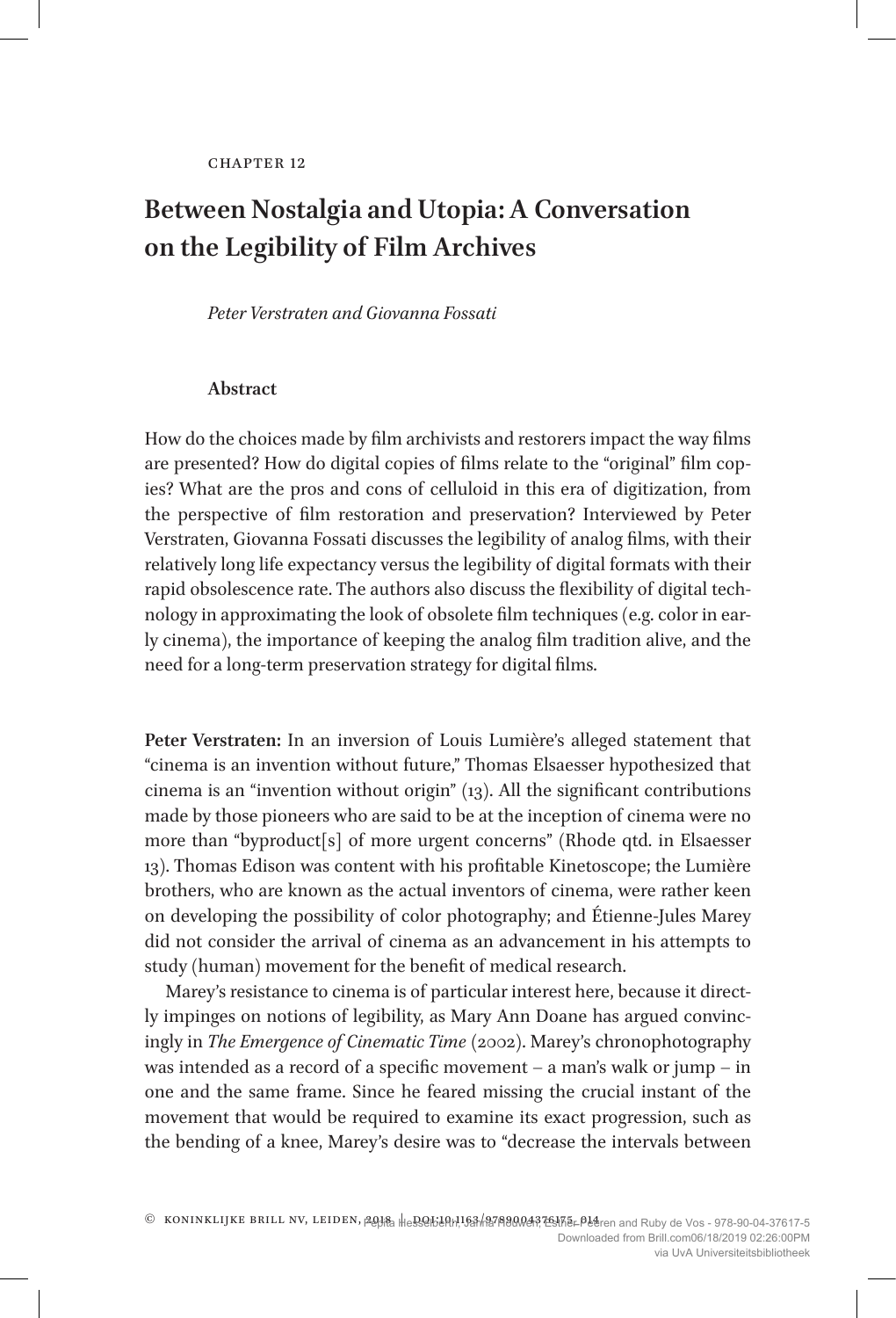CHAPTER 12

# Between Nostalgia and Utopia: A Conversation on the Legibility of Film Archives

*Peter Verstraten and Giovanna Fossati*

### Abstract

How do the choices made by film archivists and restorers impact the way films are presented? How do digital copies of films relate to the "original" film copies? What are the pros and cons of celluloid in this era of digitization, from the perspective of film restoration and preservation? Interviewed by Peter Verstraten, Giovanna Fossati discusses the legibility of analog films, with their relatively long life expectancy versus the legibility of digital formats with their rapid obsolescence rate. The authors also discuss the flexibility of digital technology in approximating the look of obsolete film techniques (e.g. color in early cinema), the importance of keeping the analog film tradition alive, and the need for a long-term preservation strategy for digital films.

**Peter Verstraten:** In an inversion of Louis Lumière's alleged statement that "cinema is an invention without future," Thomas Elsaesser hypothesized that cinema is an "invention without origin" (13). All the significant contributions made by those pioneers who are said to be at the inception of cinema were no more than "byproduct[s] of more urgent concerns" (Rhode qtd. in Elsaesser 13). Thomas Edison was content with his profitable Kinetoscope; the Lumière brothers, who are known as the actual inventors of cinema, were rather keen on developing the possibility of color photography; and Étienne-Jules Marey did not consider the arrival of cinema as an advancement in his attempts to study (human) movement for the benefit of medical research.

Marey's resistance to cinema is of particular interest here, because it directly impinges on notions of legibility, as Mary Ann Doane has argued convincingly in *The Emergence of Cinematic Time* (2002). Marey's chronophotography was intended as a record of a specific movement – a man's walk or jump – in one and the same frame. Since he feared missing the crucial instant of the movement that would be required to examine its exact progression, such as the bending of a knee, Marey's desire was to "decrease the intervals between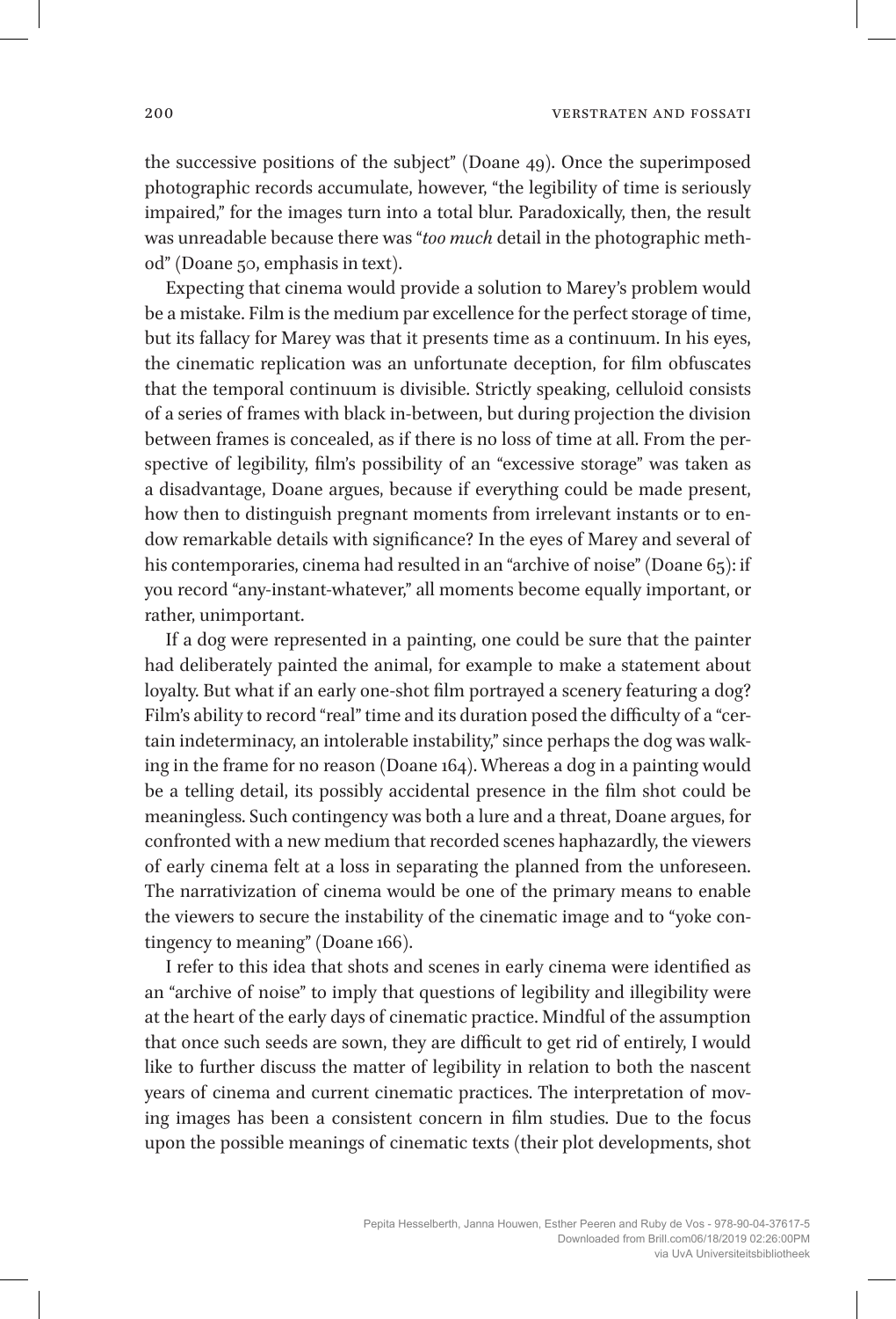the successive positions of the subject" (Doane 49). Once the superimposed photographic records accumulate, however, "the legibility of time is seriously impaired," for the images turn into a total blur. Paradoxically, then, the result was unreadable because there was "*too much* detail in the photographic method" (Doane 50, emphasis in text).

Expecting that cinema would provide a solution to Marey's problem would be a mistake. Film is the medium par excellence for the perfect storage of time, but its fallacy for Marey was that it presents time as a continuum. In his eyes, the cinematic replication was an unfortunate deception, for film obfuscates that the temporal continuum is divisible. Strictly speaking, celluloid consists of a series of frames with black in-between, but during projection the division between frames is concealed, as if there is no loss of time at all. From the perspective of legibility, film's possibility of an "excessive storage" was taken as a disadvantage, Doane argues, because if everything could be made present, how then to distinguish pregnant moments from irrelevant instants or to endow remarkable details with significance? In the eyes of Marey and several of his contemporaries, cinema had resulted in an "archive of noise" (Doane 65): if you record "any-instant-whatever," all moments become equally important, or rather, unimportant.

If a dog were represented in a painting, one could be sure that the painter had deliberately painted the animal, for example to make a statement about loyalty. But what if an early one-shot film portrayed a scenery featuring a dog? Film's ability to record "real" time and its duration posed the difficulty of a "certain indeterminacy, an intolerable instability," since perhaps the dog was walking in the frame for no reason (Doane 164). Whereas a dog in a painting would be a telling detail, its possibly accidental presence in the film shot could be meaningless. Such contingency was both a lure and a threat, Doane argues, for confronted with a new medium that recorded scenes haphazardly, the viewers of early cinema felt at a loss in separating the planned from the unforeseen. The narrativization of cinema would be one of the primary means to enable the viewers to secure the instability of the cinematic image and to "yoke contingency to meaning" (Doane 166).

I refer to this idea that shots and scenes in early cinema were identified as an "archive of noise" to imply that questions of legibility and illegibility were at the heart of the early days of cinematic practice. Mindful of the assumption that once such seeds are sown, they are difficult to get rid of entirely, I would like to further discuss the matter of legibility in relation to both the nascent years of cinema and current cinematic practices. The interpretation of moving images has been a consistent concern in film studies. Due to the focus upon the possible meanings of cinematic texts (their plot developments, shot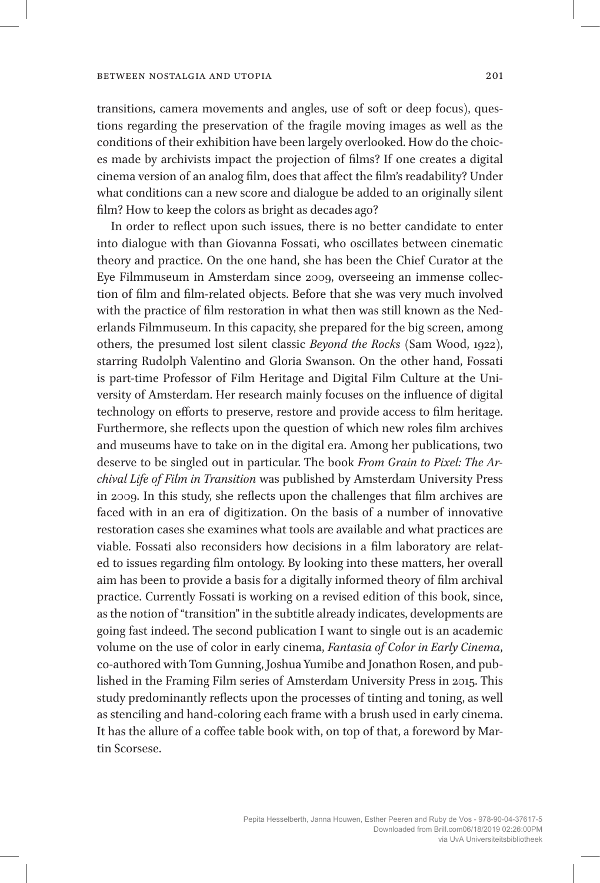transitions, camera movements and angles, use of soft or deep focus), questions regarding the preservation of the fragile moving images as well as the conditions of their exhibition have been largely overlooked. How do the choices made by archivists impact the projection of films? If one creates a digital cinema version of an analog film, does that affect the film's readability? Under what conditions can a new score and dialogue be added to an originally silent film? How to keep the colors as bright as decades ago?

In order to reflect upon such issues, there is no better candidate to enter into dialogue with than Giovanna Fossati, who oscillates between cinematic theory and practice. On the one hand, she has been the Chief Curator at the Eye Filmmuseum in Amsterdam since 2009, overseeing an immense collection of film and film-related objects. Before that she was very much involved with the practice of film restoration in what then was still known as the Nederlands Filmmuseum. In this capacity, she prepared for the big screen, among others, the presumed lost silent classic *Beyond the Rocks* (Sam Wood, 1922), starring Rudolph Valentino and Gloria Swanson. On the other hand, Fossati is part-time Professor of Film Heritage and Digital Film Culture at the University of Amsterdam. Her research mainly focuses on the influence of digital technology on efforts to preserve, restore and provide access to film heritage. Furthermore, she reflects upon the question of which new roles film archives and museums have to take on in the digital era. Among her publications, two deserve to be singled out in particular. The book *From Grain to Pixel: The Archival Life of Film in Transition* was published by Amsterdam University Press in 2009. In this study, she reflects upon the challenges that film archives are faced with in an era of digitization. On the basis of a number of innovative restoration cases she examines what tools are available and what practices are viable. Fossati also reconsiders how decisions in a film laboratory are related to issues regarding film ontology. By looking into these matters, her overall aim has been to provide a basis for a digitally informed theory of film archival practice. Currently Fossati is working on a revised edition of this book, since, as the notion of "transition" in the subtitle already indicates, developments are going fast indeed. The second publication I want to single out is an academic volume on the use of color in early cinema, *Fantasia of Color in Early Cinema*, co-authored with Tom Gunning, Joshua Yumibe and Jonathon Rosen, and published in the Framing Film series of Amsterdam University Press in 2015. This study predominantly reflects upon the processes of tinting and toning, as well as stenciling and hand-coloring each frame with a brush used in early cinema. It has the allure of a coffee table book with, on top of that, a foreword by Martin Scorsese.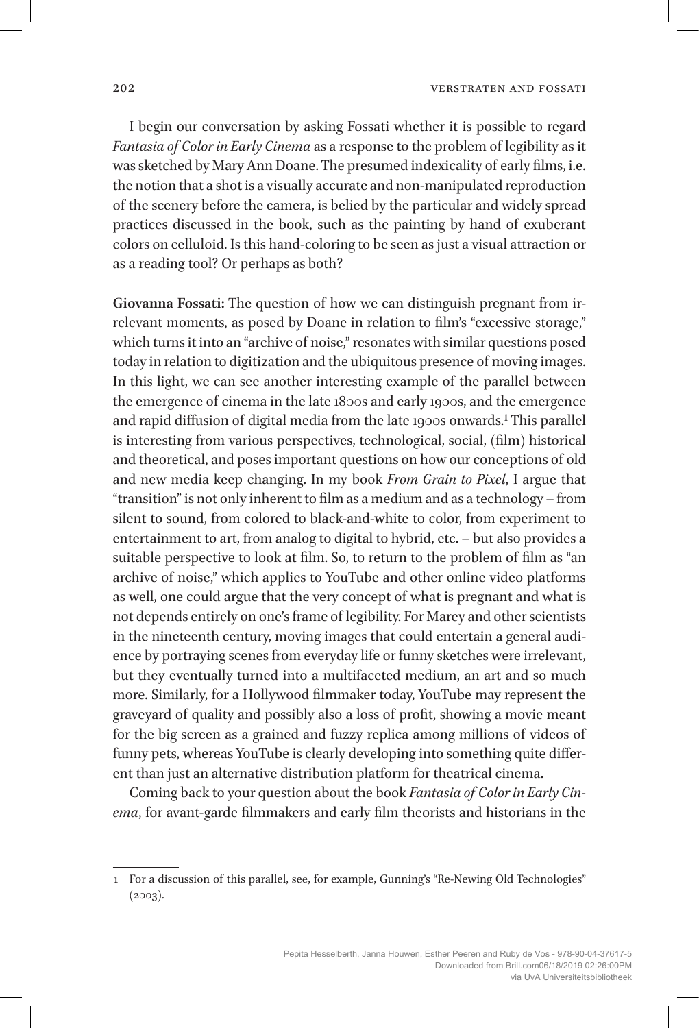I begin our conversation by asking Fossati whether it is possible to regard *Fantasia of Color in Early Cinema* as a response to the problem of legibility as it was sketched by Mary Ann Doane. The presumed indexicality of early films, i.e. the notion that a shot is a visually accurate and non-manipulated reproduction of the scenery before the camera, is belied by the particular and widely spread practices discussed in the book, such as the painting by hand of exuberant colors on celluloid. Is this hand-coloring to be seen as just a visual attraction or as a reading tool? Or perhaps as both?

**Giovanna Fossati:** The question of how we can distinguish pregnant from irrelevant moments, as posed by Doane in relation to film's "excessive storage," which turns it into an "archive of noise," resonates with similar questions posed today in relation to digitization and the ubiquitous presence of moving images. In this light, we can see another interesting example of the parallel between the emergence of cinema in the late 1800s and early 1900s, and the emergence and rapid diffusion of digital media from the late 1900s onwards.[1] This parallel is interesting from various perspectives, technological, social, (film) historical and theoretical, and poses important questions on how our conceptions of old and new media keep changing. In my book *From Grain to Pixel*, I argue that "transition" is not only inherent to film as a medium and as a technology – from silent to sound, from colored to black-and-white to color, from experiment to entertainment to art, from analog to digital to hybrid, etc. – but also provides a suitable perspective to look at film. So, to return to the problem of film as "an archive of noise," which applies to YouTube and other online video platforms as well, one could argue that the very concept of what is pregnant and what is not depends entirely on one's frame of legibility. For Marey and other scientists in the nineteenth century, moving images that could entertain a general audience by portraying scenes from everyday life or funny sketches were irrelevant, but they eventually turned into a multifaceted medium, an art and so much more. Similarly, for a Hollywood filmmaker today, YouTube may represent the graveyard of quality and possibly also a loss of profit, showing a movie meant for the big screen as a grained and fuzzy replica among millions of videos of funny pets, whereas YouTube is clearly developing into something quite different than just an alternative distribution platform for theatrical cinema.

Coming back to your question about the book *Fantasia of Color in Early Cinema*, for avant-garde filmmakers and early film theorists and historians in the

---

1 For a discussion of this parallel, see, for example, Gunning's "Re-Newing Old Technologies" (2003).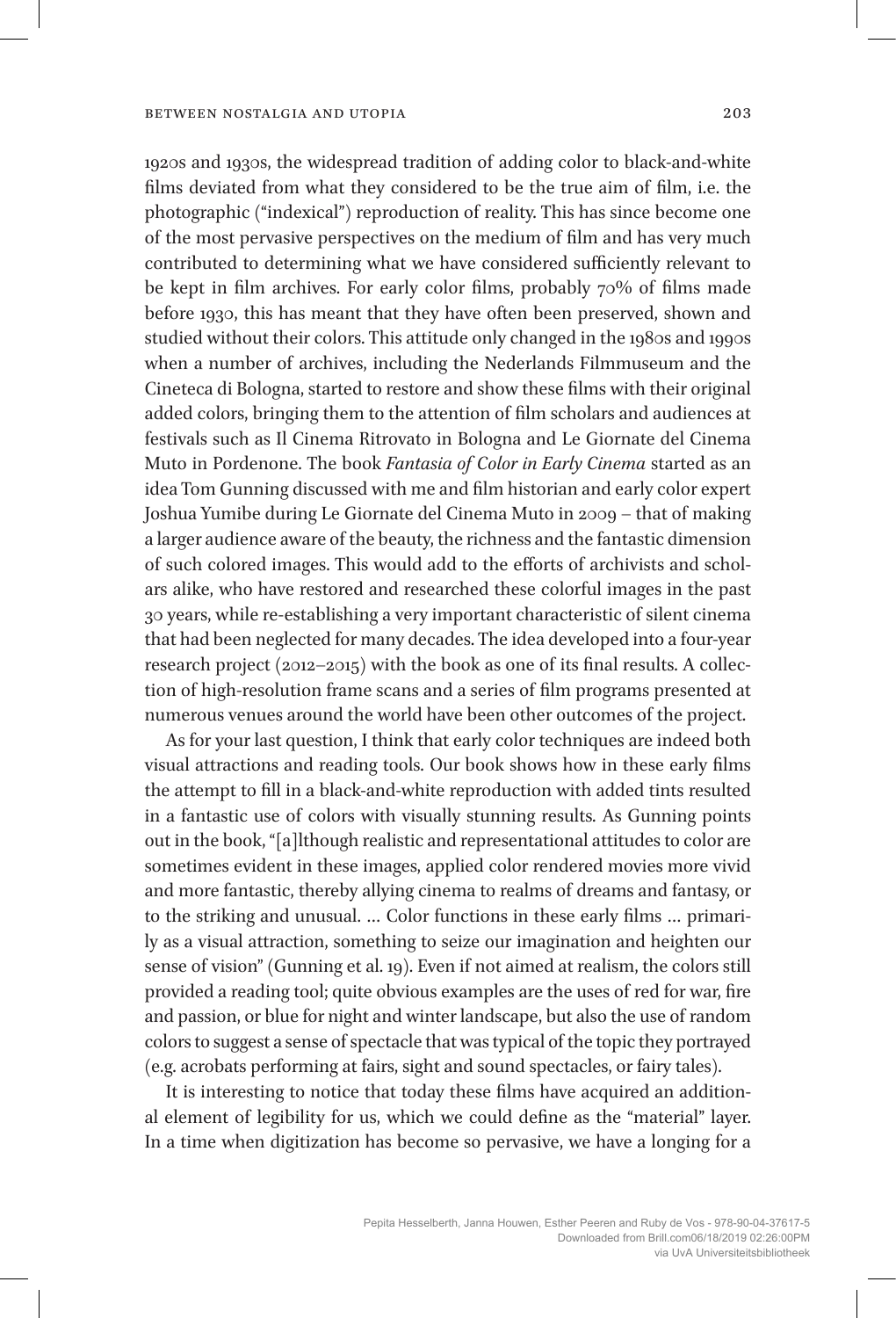1920s and 1930s, the widespread tradition of adding color to black-and-white films deviated from what they considered to be the true aim of film, i.e. the photographic ("indexical") reproduction of reality. This has since become one of the most pervasive perspectives on the medium of film and has very much contributed to determining what we have considered sufficiently relevant to be kept in film archives. For early color films, probably 70% of films made before 1930, this has meant that they have often been preserved, shown and studied without their colors. This attitude only changed in the 1980s and 1990s when a number of archives, including the Nederlands Filmmuseum and the Cineteca di Bologna, started to restore and show these films with their original added colors, bringing them to the attention of film scholars and audiences at festivals such as Il Cinema Ritrovato in Bologna and Le Giornate del Cinema Muto in Pordenone. The book *Fantasia of Color in Early Cinema* started as an idea Tom Gunning discussed with me and film historian and early color expert Joshua Yumibe during Le Giornate del Cinema Muto in 2009 – that of making a larger audience aware of the beauty, the richness and the fantastic dimension of such colored images. This would add to the efforts of archivists and scholars alike, who have restored and researched these colorful images in the past 30 years, while re-establishing a very important characteristic of silent cinema that had been neglected for many decades. The idea developed into a four-year research project (2012–2015) with the book as one of its final results. A collection of high-resolution frame scans and a series of film programs presented at numerous venues around the world have been other outcomes of the project.

As for your last question, I think that early color techniques are indeed both visual attractions and reading tools. Our book shows how in these early films the attempt to fill in a black-and-white reproduction with added tints resulted in a fantastic use of colors with visually stunning results. As Gunning points out in the book, "[a]lthough realistic and representational attitudes to color are sometimes evident in these images, applied color rendered movies more vivid and more fantastic, thereby allying cinema to realms of dreams and fantasy, or to the striking and unusual. … Color functions in these early films … primarily as a visual attraction, something to seize our imagination and heighten our sense of vision" (Gunning et al. 19). Even if not aimed at realism, the colors still provided a reading tool; quite obvious examples are the uses of red for war, fire and passion, or blue for night and winter landscape, but also the use of random colors to suggest a sense of spectacle that was typical of the topic they portrayed (e.g. acrobats performing at fairs, sight and sound spectacles, or fairy tales).

It is interesting to notice that today these films have acquired an additional element of legibility for us, which we could define as the "material" layer. In a time when digitization has become so pervasive, we have a longing for a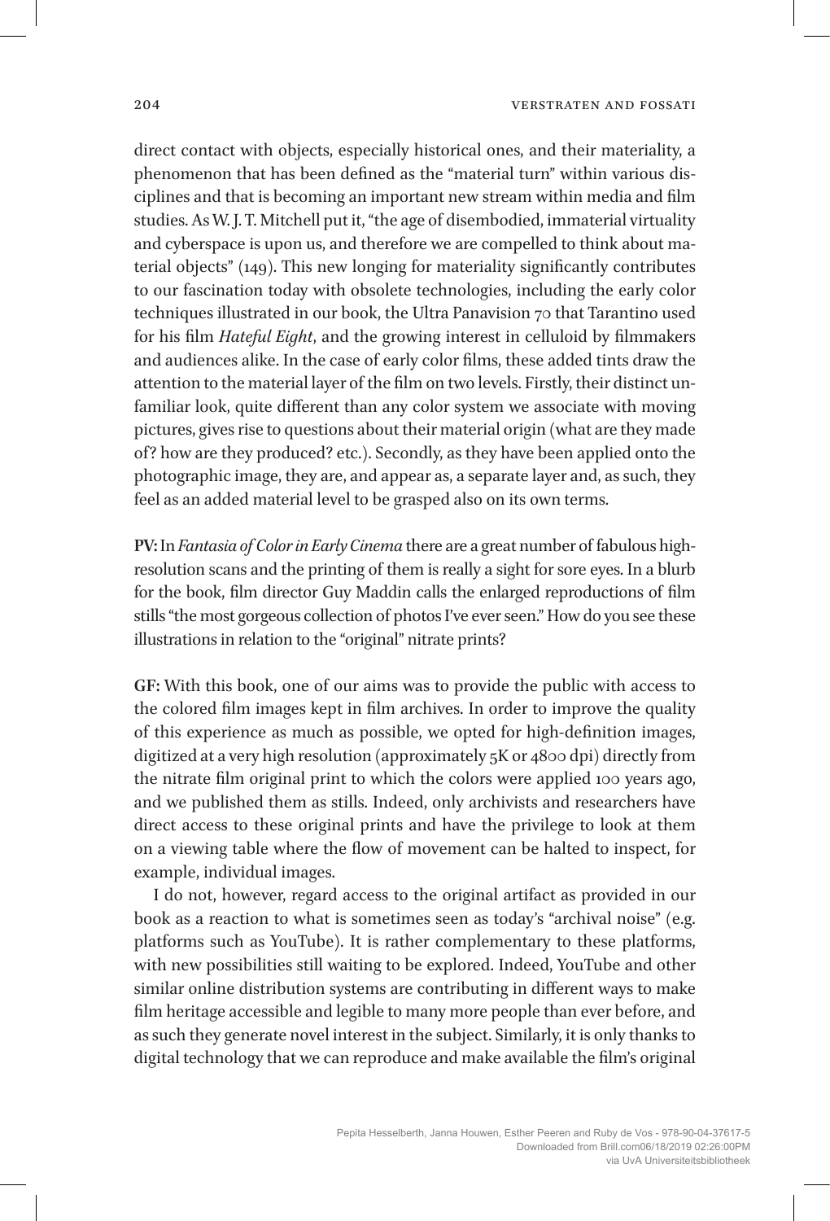direct contact with objects, especially historical ones, and their materiality, a phenomenon that has been defined as the "material turn" within various disciplines and that is becoming an important new stream within media and film studies. As W. J. T. Mitchell put it, "the age of disembodied, immaterial virtuality and cyberspace is upon us, and therefore we are compelled to think about material objects" (149). This new longing for materiality significantly contributes to our fascination today with obsolete technologies, including the early color techniques illustrated in our book, the Ultra Panavision 70 that Tarantino used for his film *Hateful Eight*, and the growing interest in celluloid by filmmakers and audiences alike. In the case of early color films, these added tints draw the attention to the material layer of the film on two levels. Firstly, their distinct unfamiliar look, quite different than any color system we associate with moving pictures, gives rise to questions about their material origin (what are they made of? how are they produced? etc.). Secondly, as they have been applied onto the photographic image, they are, and appear as, a separate layer and, as such, they feel as an added material level to be grasped also on its own terms.

**PV:** In *Fantasia of Color in Early Cinema* there are a great number of fabulous high-resolution scans and the printing of them is really a sight for sore eyes. In a blurb for the book, film director Guy Maddin calls the enlarged reproductions of film stills "the most gorgeous collection of photos I've ever seen." How do you see these illustrations in relation to the "original" nitrate prints?

**GF:** With this book, one of our aims was to provide the public with access to the colored film images kept in film archives. In order to improve the quality of this experience as much as possible, we opted for high-definition images, digitized at a very high resolution (approximately 5K or 4800 dpi) directly from the nitrate film original print to which the colors were applied 100 years ago, and we published them as stills. Indeed, only archivists and researchers have direct access to these original prints and have the privilege to look at them on a viewing table where the flow of movement can be halted to inspect, for example, individual images.

I do not, however, regard access to the original artifact as provided in our book as a reaction to what is sometimes seen as today's "archival noise" (e.g. platforms such as YouTube). It is rather complementary to these platforms, with new possibilities still waiting to be explored. Indeed, YouTube and other similar online distribution systems are contributing in different ways to make film heritage accessible and legible to many more people than ever before, and as such they generate novel interest in the subject. Similarly, it is only thanks to digital technology that we can reproduce and make available the film's original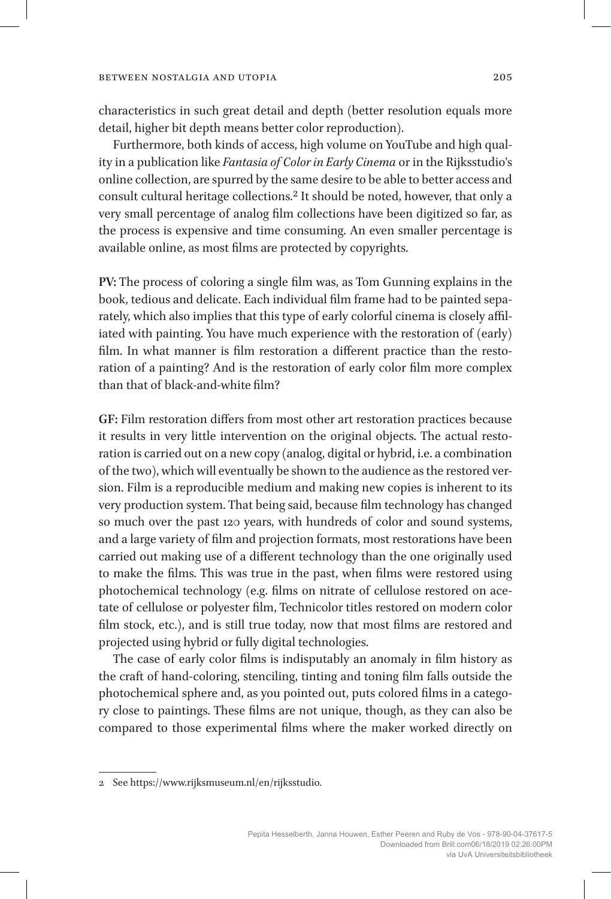characteristics in such great detail and depth (better resolution equals more detail, higher bit depth means better color reproduction).

Furthermore, both kinds of access, high volume on YouTube and high quality in a publication like *Fantasia of Color in Early Cinema* or in the Rijksstudio's online collection, are spurred by the same desire to be able to better access and consult cultural heritage collections.[2] It should be noted, however, that only a very small percentage of analog film collections have been digitized so far, as the process is expensive and time consuming. An even smaller percentage is available online, as most films are protected by copyrights.

**PV:** The process of coloring a single film was, as Tom Gunning explains in the book, tedious and delicate. Each individual film frame had to be painted separately, which also implies that this type of early colorful cinema is closely affiliated with painting. You have much experience with the restoration of (early) film. In what manner is film restoration a different practice than the restoration of a painting? And is the restoration of early color film more complex than that of black-and-white film?

**GF:** Film restoration differs from most other art restoration practices because it results in very little intervention on the original objects. The actual restoration is carried out on a new copy (analog, digital or hybrid, i.e. a combination of the two), which will eventually be shown to the audience as the restored version. Film is a reproducible medium and making new copies is inherent to its very production system. That being said, because film technology has changed so much over the past 120 years, with hundreds of color and sound systems, and a large variety of film and projection formats, most restorations have been carried out making use of a different technology than the one originally used to make the films. This was true in the past, when films were restored using photochemical technology (e.g. films on nitrate of cellulose restored on acetate of cellulose or polyester film, Technicolor titles restored on modern color film stock, etc.), and is still true today, now that most films are restored and projected using hybrid or fully digital technologies.

The case of early color films is indisputably an anomaly in film history as the craft of hand-coloring, stenciling, tinting and toning film falls outside the photochemical sphere and, as you pointed out, puts colored films in a category close to paintings. These films are not unique, though, as they can also be compared to those experimental films where the maker worked directly on

2 See https://www.rijksmuseum.nl/en/rijksstudio.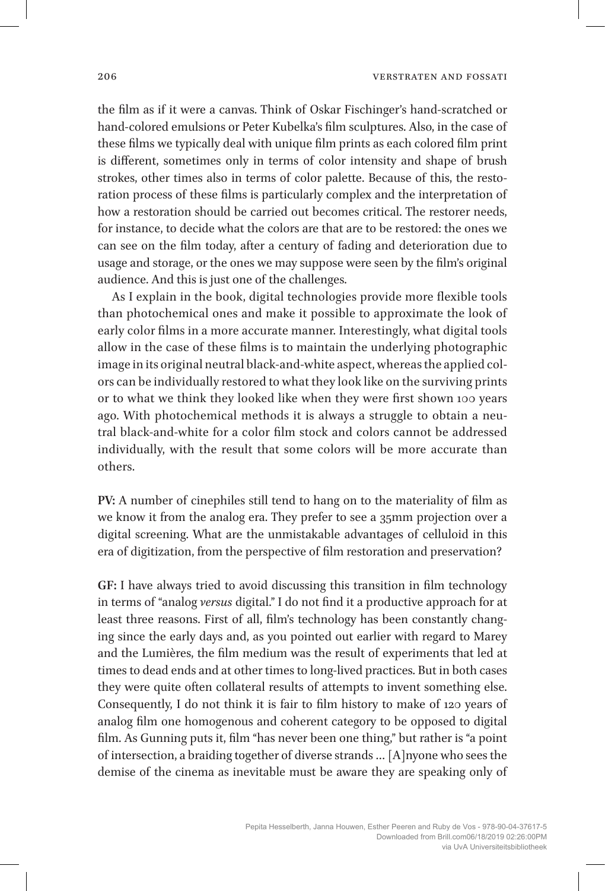the film as if it were a canvas. Think of Oskar Fischinger's hand-scratched or hand-colored emulsions or Peter Kubelka's film sculptures. Also, in the case of these films we typically deal with unique film prints as each colored film print is different, sometimes only in terms of color intensity and shape of brush strokes, other times also in terms of color palette. Because of this, the restoration process of these films is particularly complex and the interpretation of how a restoration should be carried out becomes critical. The restorer needs, for instance, to decide what the colors are that are to be restored: the ones we can see on the film today, after a century of fading and deterioration due to usage and storage, or the ones we may suppose were seen by the film's original audience. And this is just one of the challenges.

As I explain in the book, digital technologies provide more flexible tools than photochemical ones and make it possible to approximate the look of early color films in a more accurate manner. Interestingly, what digital tools allow in the case of these films is to maintain the underlying photographic image in its original neutral black-and-white aspect, whereas the applied colors can be individually restored to what they look like on the surviving prints or to what we think they looked like when they were first shown 100 years ago. With photochemical methods it is always a struggle to obtain a neutral black-and-white for a color film stock and colors cannot be addressed individually, with the result that some colors will be more accurate than others.

**PV:** A number of cinephiles still tend to hang on to the materiality of film as we know it from the analog era. They prefer to see a 35mm projection over a digital screening. What are the unmistakable advantages of celluloid in this era of digitization, from the perspective of film restoration and preservation?

**GF:** I have always tried to avoid discussing this transition in film technology in terms of "analog *versus* digital." I do not find it a productive approach for at least three reasons. First of all, film's technology has been constantly changing since the early days and, as you pointed out earlier with regard to Marey and the Lumières, the film medium was the result of experiments that led at times to dead ends and at other times to long-lived practices. But in both cases they were quite often collateral results of attempts to invent something else. Consequently, I do not think it is fair to film history to make of 120 years of analog film one homogenous and coherent category to be opposed to digital film. As Gunning puts it, film "has never been one thing," but rather is "a point of intersection, a braiding together of diverse strands … [A]nyone who sees the demise of the cinema as inevitable must be aware they are speaking only of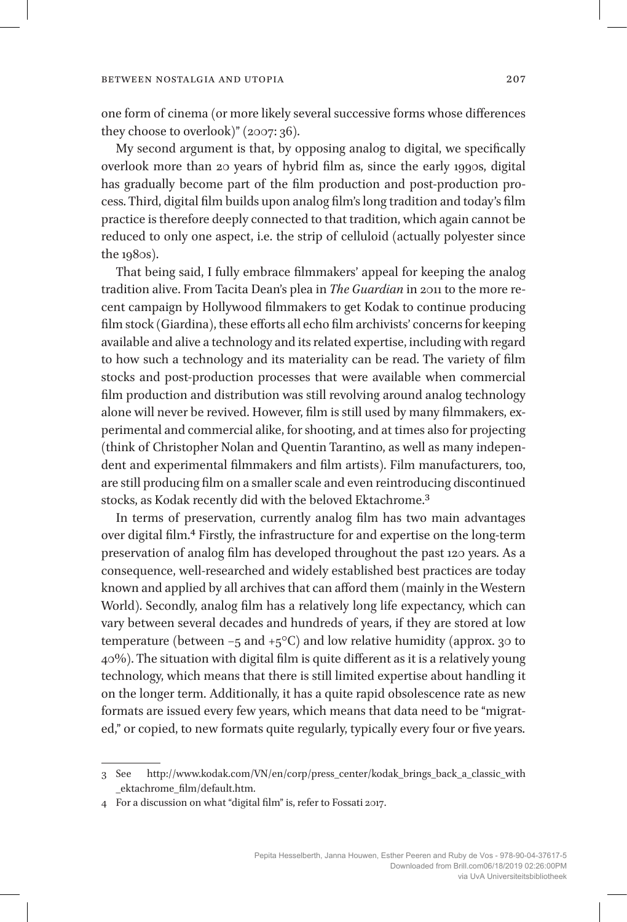one form of cinema (or more likely several successive forms whose differences they choose to overlook)" (2007: 36).

My second argument is that, by opposing analog to digital, we specifically overlook more than 20 years of hybrid film as, since the early 1990s, digital has gradually become part of the film production and post-production process. Third, digital film builds upon analog film's long tradition and today's film practice is therefore deeply connected to that tradition, which again cannot be reduced to only one aspect, i.e. the strip of celluloid (actually polyester since the 1980s).

That being said, I fully embrace filmmakers' appeal for keeping the analog tradition alive. From Tacita Dean's plea in *The Guardian* in 2011 to the more recent campaign by Hollywood filmmakers to get Kodak to continue producing film stock (Giardina), these efforts all echo film archivists' concerns for keeping available and alive a technology and its related expertise, including with regard to how such a technology and its materiality can be read. The variety of film stocks and post-production processes that were available when commercial film production and distribution was still revolving around analog technology alone will never be revived. However, film is still used by many filmmakers, experimental and commercial alike, for shooting, and at times also for projecting (think of Christopher Nolan and Quentin Tarantino, as well as many independent and experimental filmmakers and film artists). Film manufacturers, too, are still producing film on a smaller scale and even reintroducing discontinued stocks, as Kodak recently did with the beloved Ektachrome.[3]

In terms of preservation, currently analog film has two main advantages over digital film.[4] Firstly, the infrastructure for and expertise on the long-term preservation of analog film has developed throughout the past 120 years. As a consequence, well-researched and widely established best practices are today known and applied by all archives that can afford them (mainly in the Western World). Secondly, analog film has a relatively long life expectancy, which can vary between several decades and hundreds of years, if they are stored at low temperature (between –5 and +5°C) and low relative humidity (approx. 30 to 40%). The situation with digital film is quite different as it is a relatively young technology, which means that there is still limited expertise about handling it on the longer term. Additionally, it has a quite rapid obsolescence rate as new formats are issued every few years, which means that data need to be "migrated," or copied, to new formats quite regularly, typically every four or five years.

---

3 See http://www.kodak.com/VN/en/corp/press_center/kodak_brings_back_a_classic_with_ektachrome_film/default.htm.

4 For a discussion on what "digital film" is, refer to Fossati 2017.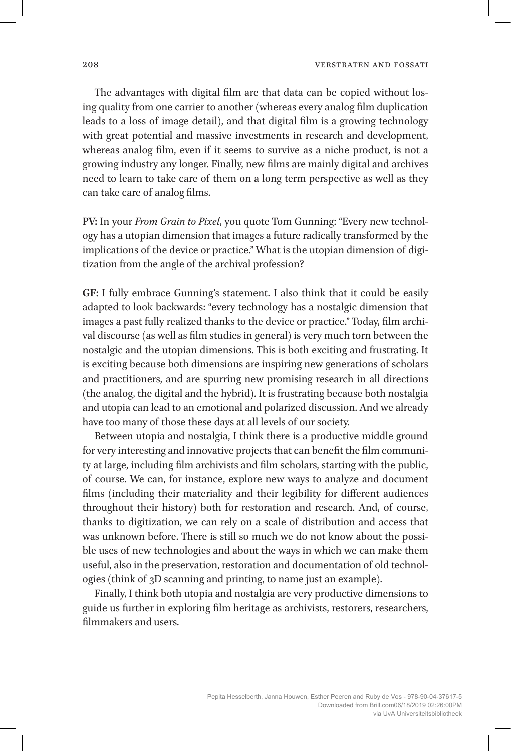The advantages with digital film are that data can be copied without losing quality from one carrier to another (whereas every analog film duplication leads to a loss of image detail), and that digital film is a growing technology with great potential and massive investments in research and development, whereas analog film, even if it seems to survive as a niche product, is not a growing industry any longer. Finally, new films are mainly digital and archives need to learn to take care of them on a long term perspective as well as they can take care of analog films.

**PV:** In your *From Grain to Pixel*, you quote Tom Gunning: "Every new technology has a utopian dimension that images a future radically transformed by the implications of the device or practice." What is the utopian dimension of digitization from the angle of the archival profession?

**GF:** I fully embrace Gunning's statement. I also think that it could be easily adapted to look backwards: "every technology has a nostalgic dimension that images a past fully realized thanks to the device or practice." Today, film archival discourse (as well as film studies in general) is very much torn between the nostalgic and the utopian dimensions. This is both exciting and frustrating. It is exciting because both dimensions are inspiring new generations of scholars and practitioners, and are spurring new promising research in all directions (the analog, the digital and the hybrid). It is frustrating because both nostalgia and utopia can lead to an emotional and polarized discussion. And we already have too many of those these days at all levels of our society.

Between utopia and nostalgia, I think there is a productive middle ground for very interesting and innovative projects that can benefit the film community at large, including film archivists and film scholars, starting with the public, of course. We can, for instance, explore new ways to analyze and document films (including their materiality and their legibility for different audiences throughout their history) both for restoration and research. And, of course, thanks to digitization, we can rely on a scale of distribution and access that was unknown before. There is still so much we do not know about the possible uses of new technologies and about the ways in which we can make them useful, also in the preservation, restoration and documentation of old technologies (think of 3D scanning and printing, to name just an example).

Finally, I think both utopia and nostalgia are very productive dimensions to guide us further in exploring film heritage as archivists, restorers, researchers, filmmakers and users.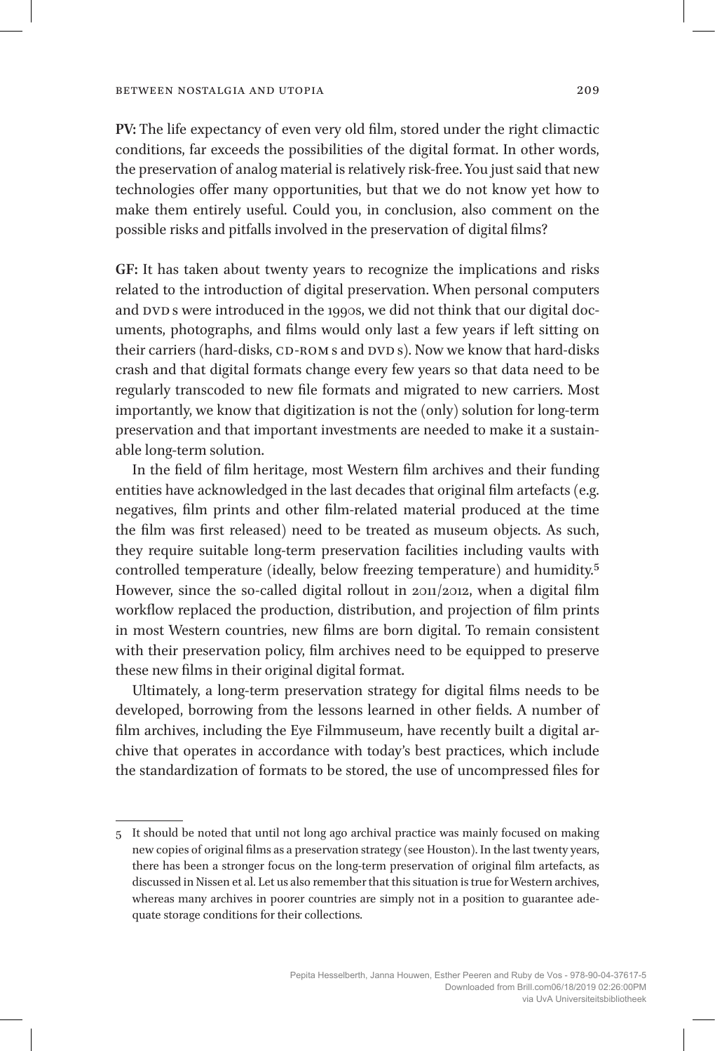**PV:** The life expectancy of even very old film, stored under the right climactic conditions, far exceeds the possibilities of the digital format. In other words, the preservation of analog material is relatively risk-free. You just said that new technologies offer many opportunities, but that we do not know yet how to make them entirely useful. Could you, in conclusion, also comment on the possible risks and pitfalls involved in the preservation of digital films?

**GF:** It has taken about twenty years to recognize the implications and risks related to the introduction of digital preservation. When personal computers and DVDs were introduced in the 1990s, we did not think that our digital documents, photographs, and films would only last a few years if left sitting on their carriers (hard-disks, CD-ROMs and DVDs). Now we know that hard-disks crash and that digital formats change every few years so that data need to be regularly transcoded to new file formats and migrated to new carriers. Most importantly, we know that digitization is not the (only) solution for long-term preservation and that important investments are needed to make it a sustainable long-term solution.

In the field of film heritage, most Western film archives and their funding entities have acknowledged in the last decades that original film artefacts (e.g. negatives, film prints and other film-related material produced at the time the film was first released) need to be treated as museum objects. As such, they require suitable long-term preservation facilities including vaults with controlled temperature (ideally, below freezing temperature) and humidity.[5] However, since the so-called digital rollout in 2011/2012, when a digital film workflow replaced the production, distribution, and projection of film prints in most Western countries, new films are born digital. To remain consistent with their preservation policy, film archives need to be equipped to preserve these new films in their original digital format.

Ultimately, a long-term preservation strategy for digital films needs to be developed, borrowing from the lessons learned in other fields. A number of film archives, including the Eye Filmmuseum, have recently built a digital archive that operates in accordance with today's best practices, which include the standardization of formats to be stored, the use of uncompressed files for

---

5 It should be noted that until not long ago archival practice was mainly focused on making new copies of original films as a preservation strategy (see Houston). In the last twenty years, there has been a stronger focus on the long-term preservation of original film artefacts, as discussed in Nissen et al. Let us also remember that this situation is true for Western archives, whereas many archives in poorer countries are simply not in a position to guarantee adequate storage conditions for their collections.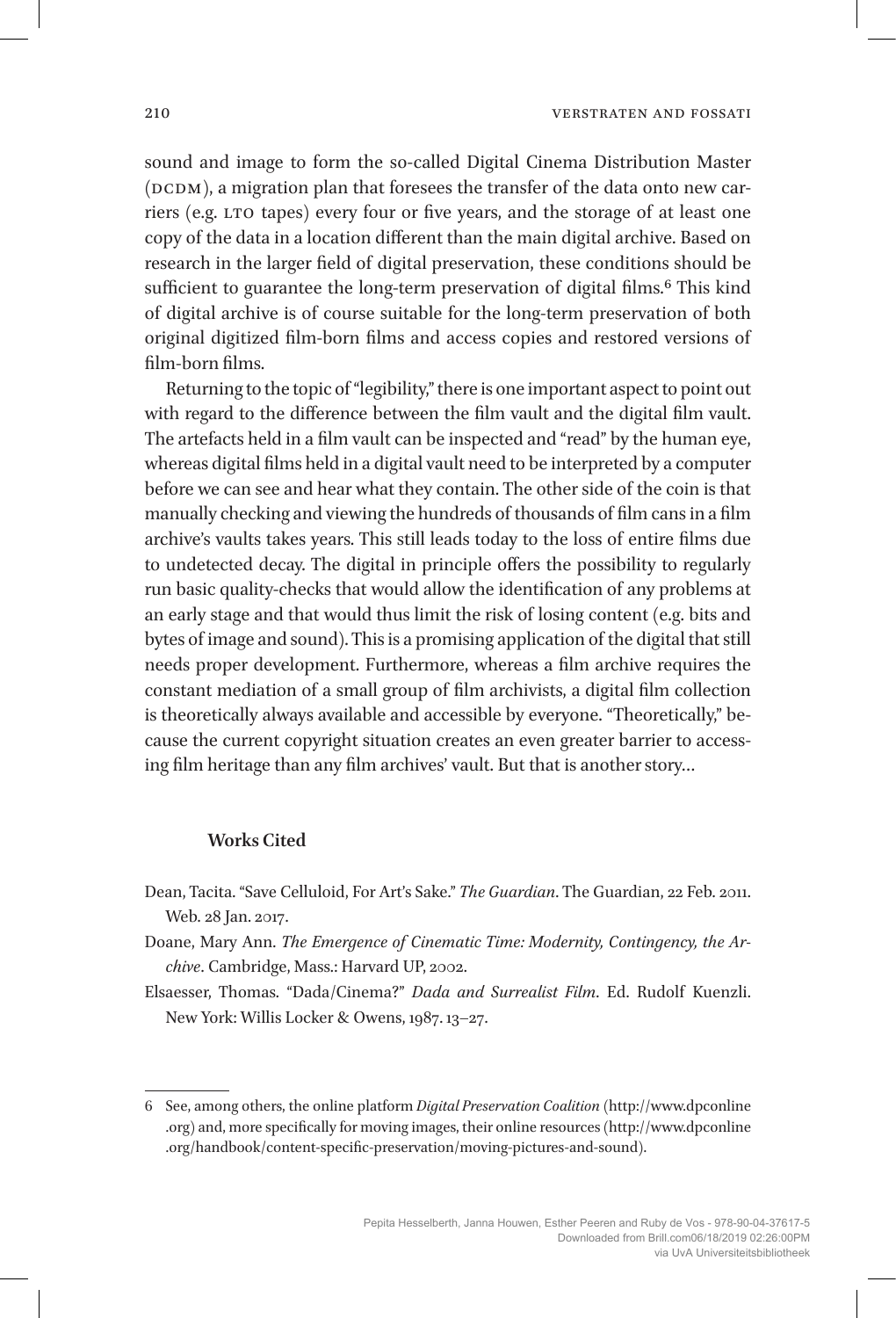sound and image to form the so-called Digital Cinema Distribution Master (DCDM), a migration plan that foresees the transfer of the data onto new carriers (e.g. LTO tapes) every four or five years, and the storage of at least one copy of the data in a location different than the main digital archive. Based on research in the larger field of digital preservation, these conditions should be sufficient to guarantee the long-term preservation of digital films.[6] This kind of digital archive is of course suitable for the long-term preservation of both original digitized film-born films and access copies and restored versions of film-born films.

Returning to the topic of "legibility," there is one important aspect to point out with regard to the difference between the film vault and the digital film vault. The artefacts held in a film vault can be inspected and "read" by the human eye, whereas digital films held in a digital vault need to be interpreted by a computer before we can see and hear what they contain. The other side of the coin is that manually checking and viewing the hundreds of thousands of film cans in a film archive's vaults takes years. This still leads today to the loss of entire films due to undetected decay. The digital in principle offers the possibility to regularly run basic quality-checks that would allow the identification of any problems at an early stage and that would thus limit the risk of losing content (e.g. bits and bytes of image and sound). This is a promising application of the digital that still needs proper development. Furthermore, whereas a film archive requires the constant mediation of a small group of film archivists, a digital film collection is theoretically always available and accessible by everyone. "Theoretically," because the current copyright situation creates an even greater barrier to accessing film heritage than any film archives' vault. But that is another story…

## Works Cited

Dean, Tacita. "Save Celluloid, For Art's Sake." *The Guardian*. The Guardian, 22 Feb. 2011. Web. 28 Jan. 2017.

Doane, Mary Ann. *The Emergence of Cinematic Time: Modernity, Contingency, the Archive*. Cambridge, Mass.: Harvard UP, 2002.

Elsaesser, Thomas. "Dada/Cinema?" *Dada and Surrealist Film*. Ed. Rudolf Kuenzli. New York: Willis Locker & Owens, 1987. 13–27.

---

6 See, among others, the online platform *Digital Preservation Coalition* (http://www.dpconline.org) and, more specifically for moving images, their online resources (http://www.dpconline.org/handbook/content-specific-preservation/moving-pictures-and-sound).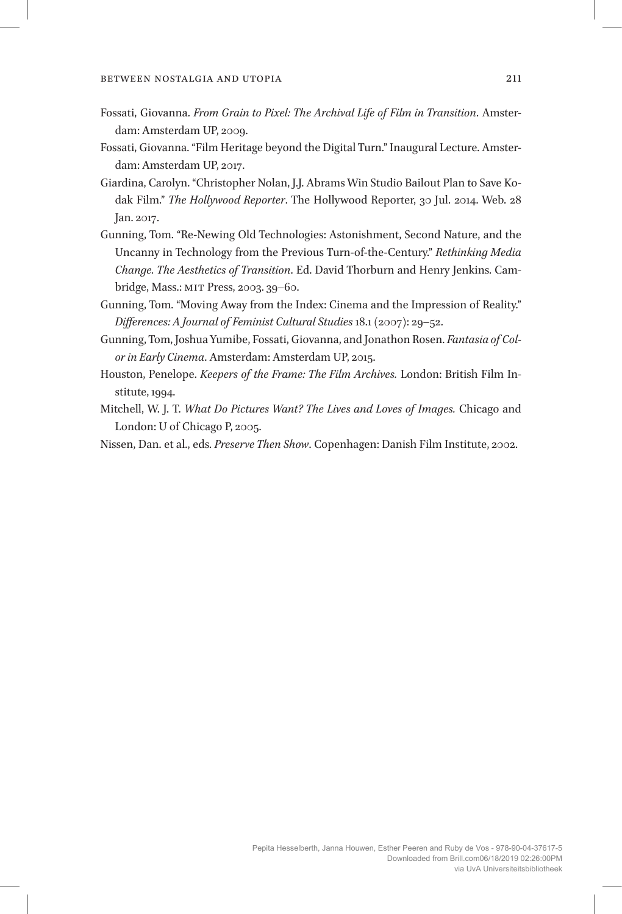Fossati, Giovanna. *From Grain to Pixel: The Archival Life of Film in Transition*. Amsterdam: Amsterdam UP, 2009.

Fossati, Giovanna. "Film Heritage beyond the Digital Turn." Inaugural Lecture. Amsterdam: Amsterdam UP, 2017.

Giardina, Carolyn. "Christopher Nolan, J.J. Abrams Win Studio Bailout Plan to Save Kodak Film." *The Hollywood Reporter*. The Hollywood Reporter, 30 Jul. 2014. Web. 28 Jan. 2017.

Gunning, Tom. "Re-Newing Old Technologies: Astonishment, Second Nature, and the Uncanny in Technology from the Previous Turn-of-the-Century." *Rethinking Media Change. The Aesthetics of Transition*. Ed. David Thorburn and Henry Jenkins. Cambridge, Mass.: MIT Press, 2003. 39–60.

Gunning, Tom. "Moving Away from the Index: Cinema and the Impression of Reality." *Differences: A Journal of Feminist Cultural Studies* 18.1 (2007): 29–52.

Gunning, Tom, Joshua Yumibe, Fossati, Giovanna, and Jonathon Rosen. *Fantasia of Color in Early Cinema*. Amsterdam: Amsterdam UP, 2015.

Houston, Penelope. *Keepers of the Frame: The Film Archives.* London: British Film Institute, 1994.

Mitchell, W. J. T. *What Do Pictures Want? The Lives and Loves of Images.* Chicago and London: U of Chicago P, 2005.

Nissen, Dan. et al., eds. *Preserve Then Show*. Copenhagen: Danish Film Institute, 2002.